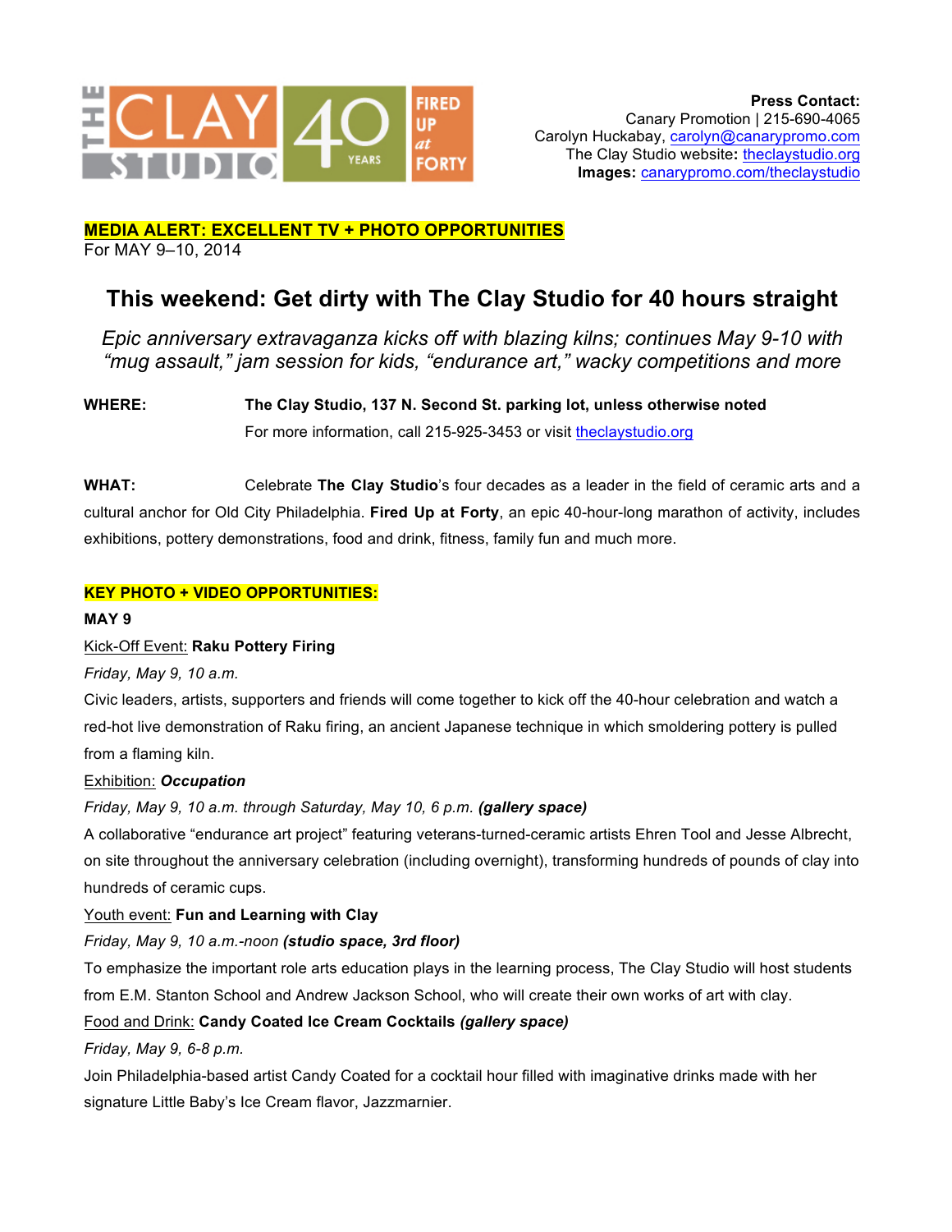THE CLAY STUDIO 40 YEARS FIRED UP at FORTY

**Press Contact:**
Canary Promotion | 215-690-4065
Carolyn Huckabay, carolyn@canarypromo.com
The Clay Studio website: theclaystudio.org
**Images:** canarypromo.com/theclaystudio

**MEDIA ALERT: EXCELLENT TV + PHOTO OPPORTUNITIES**
For MAY 9–10, 2014

# This weekend: Get dirty with The Clay Studio for 40 hours straight

*Epic anniversary extravaganza kicks off with blazing kilns; continues May 9-10 with "mug assault," jam session for kids, "endurance art," wacky competitions and more*

**WHERE:** **The Clay Studio, 137 N. Second St. parking lot, unless otherwise noted**
For more information, call 215-925-3453 or visit theclaystudio.org

**WHAT:** Celebrate **The Clay Studio**'s four decades as a leader in the field of ceramic arts and a cultural anchor for Old City Philadelphia. **Fired Up at Forty**, an epic 40-hour-long marathon of activity, includes exhibitions, pottery demonstrations, food and drink, fitness, family fun and much more.

**KEY PHOTO + VIDEO OPPORTUNITIES:**

**MAY 9**

Kick-Off Event: **Raku Pottery Firing**
*Friday, May 9, 10 a.m.*
Civic leaders, artists, supporters and friends will come together to kick off the 40-hour celebration and watch a red-hot live demonstration of Raku firing, an ancient Japanese technique in which smoldering pottery is pulled from a flaming kiln.

Exhibition: ***Occupation***
*Friday, May 9, 10 a.m. through Saturday, May 10, 6 p.m.* ***(gallery space)***
A collaborative "endurance art project" featuring veterans-turned-ceramic artists Ehren Tool and Jesse Albrecht, on site throughout the anniversary celebration (including overnight), transforming hundreds of pounds of clay into hundreds of ceramic cups.

Youth event: **Fun and Learning with Clay**
*Friday, May 9, 10 a.m.-noon* ***(studio space, 3rd floor)***
To emphasize the important role arts education plays in the learning process, The Clay Studio will host students from E.M. Stanton School and Andrew Jackson School, who will create their own works of art with clay.

Food and Drink: **Candy Coated Ice Cream Cocktails** ***(gallery space)***
*Friday, May 9, 6-8 p.m.*
Join Philadelphia-based artist Candy Coated for a cocktail hour filled with imaginative drinks made with her signature Little Baby's Ice Cream flavor, Jazzmarnier.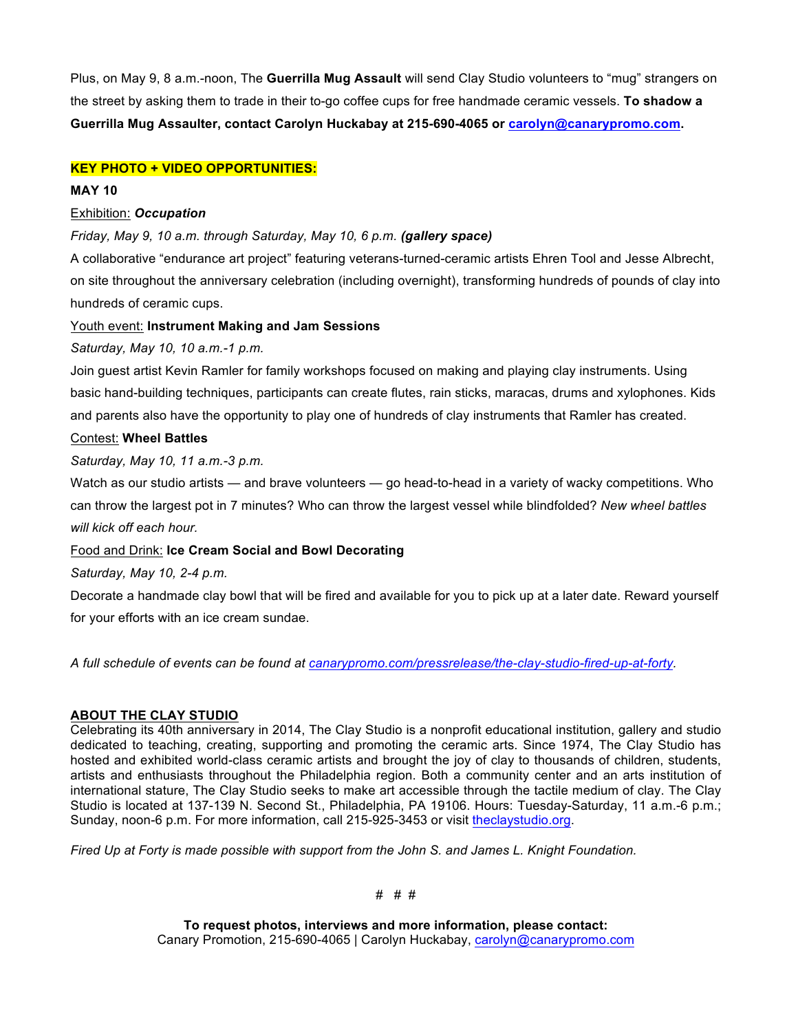Plus, on May 9, 8 a.m.-noon, The **Guerrilla Mug Assault** will send Clay Studio volunteers to "mug" strangers on the street by asking them to trade in their to-go coffee cups for free handmade ceramic vessels. **To shadow a Guerrilla Mug Assaulter, contact Carolyn Huckabay at 215-690-4065 or carolyn@canarypromo.com.**

**KEY PHOTO + VIDEO OPPORTUNITIES:**

**MAY 10**

Exhibition: ***Occupation***

*Friday, May 9, 10 a.m. through Saturday, May 10, 6 p.m.* ***(gallery space)***

A collaborative "endurance art project" featuring veterans-turned-ceramic artists Ehren Tool and Jesse Albrecht, on site throughout the anniversary celebration (including overnight), transforming hundreds of pounds of clay into hundreds of ceramic cups.

Youth event: **Instrument Making and Jam Sessions**

*Saturday, May 10, 10 a.m.-1 p.m.*

Join guest artist Kevin Ramler for family workshops focused on making and playing clay instruments. Using basic hand-building techniques, participants can create flutes, rain sticks, maracas, drums and xylophones. Kids and parents also have the opportunity to play one of hundreds of clay instruments that Ramler has created.

Contest: **Wheel Battles**

*Saturday, May 10, 11 a.m.-3 p.m.*

Watch as our studio artists — and brave volunteers — go head-to-head in a variety of wacky competitions. Who can throw the largest pot in 7 minutes? Who can throw the largest vessel while blindfolded? *New wheel battles will kick off each hour.*

Food and Drink: **Ice Cream Social and Bowl Decorating**

*Saturday, May 10, 2-4 p.m.*

Decorate a handmade clay bowl that will be fired and available for you to pick up at a later date. Reward yourself for your efforts with an ice cream sundae.

*A full schedule of events can be found at canarypromo.com/pressrelease/the-clay-studio-fired-up-at-forty.*

**ABOUT THE CLAY STUDIO**

Celebrating its 40th anniversary in 2014, The Clay Studio is a nonprofit educational institution, gallery and studio dedicated to teaching, creating, supporting and promoting the ceramic arts. Since 1974, The Clay Studio has hosted and exhibited world-class ceramic artists and brought the joy of clay to thousands of children, students, artists and enthusiasts throughout the Philadelphia region. Both a community center and an arts institution of international stature, The Clay Studio seeks to make art accessible through the tactile medium of clay. The Clay Studio is located at 137-139 N. Second St., Philadelphia, PA 19106. Hours: Tuesday-Saturday, 11 a.m.-6 p.m.; Sunday, noon-6 p.m. For more information, call 215-925-3453 or visit theclaystudio.org.

*Fired Up at Forty is made possible with support from the John S. and James L. Knight Foundation.*

\# # #

**To request photos, interviews and more information, please contact:**
Canary Promotion, 215-690-4065 | Carolyn Huckabay, carolyn@canarypromo.com